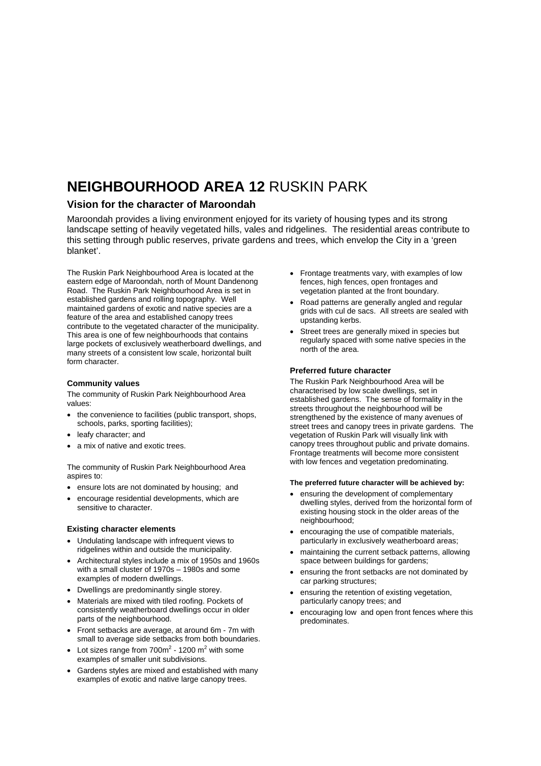# **NEIGHBOURHOOD AREA 12** RUSKIN PARK

## Vision for the character of Maroondah

Maroondah provides a living environment enjoyed for its variety of housing types and its strong landscape setting of heavily vegetated hills, vales and ridgelines. The residential areas contribute to this setting through public reserves, private gardens and trees, which envelop the City in a 'green blanket'.

The Ruskin Park Neighbourhood Area is located at the eastern edge of Maroondah, north of Mount Dandenong Road. The Ruskin Park Neighbourhood Area is set in established gardens and rolling topography. Well maintained gardens of exotic and native species are a feature of the area and established canopy trees contribute to the vegetated character of the municipality. This area is one of few neighbourhoods that contains large pockets of exclusively weatherboard dwellings, and many streets of a consistent low scale, horizontal built form character.

### Community values

The community of Ruskin Park Neighbourhood Area values:

- the convenience to facilities (public transport, shops, schools, parks, sporting facilities);
- leafy character; and
- a mix of native and exotic trees.

The community of Ruskin Park Neighbourhood Area aspires to:

- ensure lots are not dominated by housing; and
- encourage residential developments, which are sensitive to character.

### Existing character elements

- Undulating landscape with infrequent views to ridgelines within and outside the municipality.
- Architectural styles include a mix of 1950s and 1960s with a small cluster of 1970s – 1980s and some examples of modern dwellings.
- Dwellings are predominantly single storey.
- Materials are mixed with tiled roofing. Pockets of consistently weatherboard dwellings occur in older parts of the neighbourhood.
- Front setbacks are average, at around 6m - 7m with small to average side setbacks from both boundaries.
- Lot sizes range from 700m$^2$ - 1200 m$^2$ with some examples of smaller unit subdivisions.
- Gardens styles are mixed and established with many examples of exotic and native large canopy trees.
- Frontage treatments vary, with examples of low fences, high fences, open frontages and vegetation planted at the front boundary.
- Road patterns are generally angled and regular grids with cul de sacs. All streets are sealed with upstanding kerbs.
- Street trees are generally mixed in species but regularly spaced with some native species in the north of the area.

### Preferred future character

The Ruskin Park Neighbourhood Area will be characterised by low scale dwellings, set in established gardens. The sense of formality in the streets throughout the neighbourhood will be strengthened by the existence of many avenues of street trees and canopy trees in private gardens. The vegetation of Ruskin Park will visually link with canopy trees throughout public and private domains. Frontage treatments will become more consistent with low fences and vegetation predominating.

**The preferred future character will be achieved by:**

- ensuring the development of complementary dwelling styles, derived from the horizontal form of existing housing stock in the older areas of the neighbourhood;
- encouraging the use of compatible materials, particularly in exclusively weatherboard areas;
- maintaining the current setback patterns, allowing space between buildings for gardens;
- ensuring the front setbacks are not dominated by car parking structures;
- ensuring the retention of existing vegetation, particularly canopy trees; and
- encouraging low and open front fences where this predominates.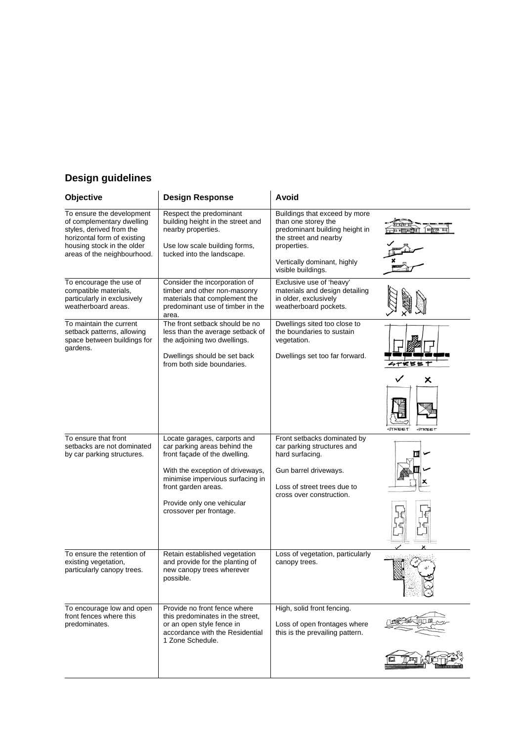## Design guidelines

| Objective | Design Response | Avoid |
|---|---|---|
| To ensure the development of complementary dwelling styles, derived from the horizontal form of existing housing stock in the older areas of the neighbourhood. | Respect the predominant building height in the street and nearby properties.<br><br>Use low scale building forms, tucked into the landscape. | Buildings that exceed by more than one storey the predominant building height in the street and nearby properties.<br><br>Vertically dominant, highly visible buildings. |
| To encourage the use of compatible materials, particularly in exclusively weatherboard areas. | Consider the incorporation of timber and other non-masonry materials that complement the predominant use of timber in the area. | Exclusive use of 'heavy' materials and design detailing in older, exclusively weatherboard pockets. |
| To maintain the current setback patterns, allowing space between buildings for gardens. | The front setback should be no less than the average setback of the adjoining two dwellings.<br><br>Dwellings should be set back from both side boundaries. | Dwellings sited too close to the boundaries to sustain vegetation.<br><br>Dwellings set too far forward. |
| To ensure that front setbacks are not dominated by car parking structures. | Locate garages, carports and car parking areas behind the front façade of the dwelling.<br><br>With the exception of driveways, minimise impervious surfacing in front garden areas.<br><br>Provide only one vehicular crossover per frontage. | Front setbacks dominated by car parking structures and hard surfacing.<br><br>Gun barrel driveways.<br><br>Loss of street trees due to cross over construction. |
| To ensure the retention of existing vegetation, particularly canopy trees. | Retain established vegetation and provide for the planting of new canopy trees wherever possible. | Loss of vegetation, particularly canopy trees. |
| To encourage low and open front fences where this predominates. | Provide no front fence where this predominates in the street, or an open style fence in accordance with the Residential 1 Zone Schedule. | High, solid front fencing.<br><br>Loss of open frontages where this is the prevailing pattern. |